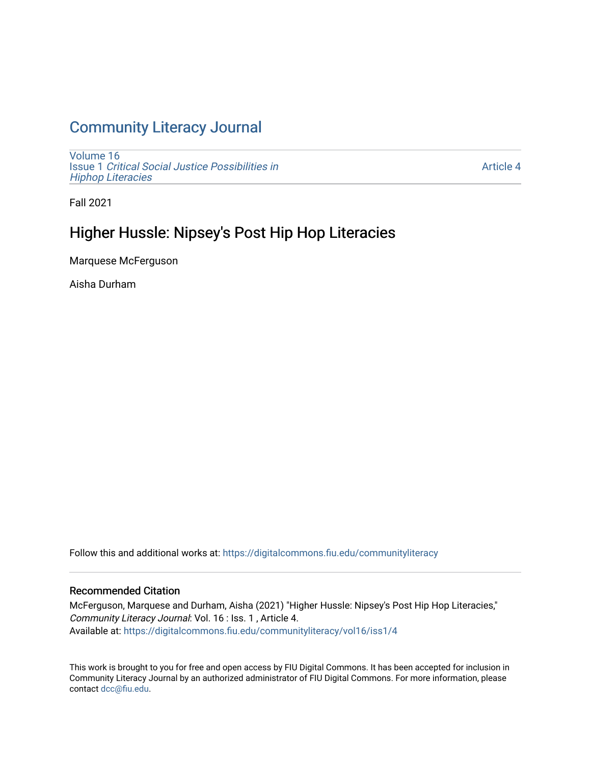# Community Literacy Journal

Volume 16
Issue 1 *Critical Social Justice Possibilities in Hiphop Literacies*

Article 4

Fall 2021

## Higher Hussle: Nipsey's Post Hip Hop Literacies

Marquese McFerguson

Aisha Durham

Follow this and additional works at: https://digitalcommons.fiu.edu/communityliteracy

### Recommended Citation

McFerguson, Marquese and Durham, Aisha (2021) "Higher Hussle: Nipsey's Post Hip Hop Literacies," *Community Literacy Journal*: Vol. 16 : Iss. 1 , Article 4.
Available at: https://digitalcommons.fiu.edu/communityliteracy/vol16/iss1/4

This work is brought to you for free and open access by FIU Digital Commons. It has been accepted for inclusion in Community Literacy Journal by an authorized administrator of FIU Digital Commons. For more information, please contact dcc@fiu.edu.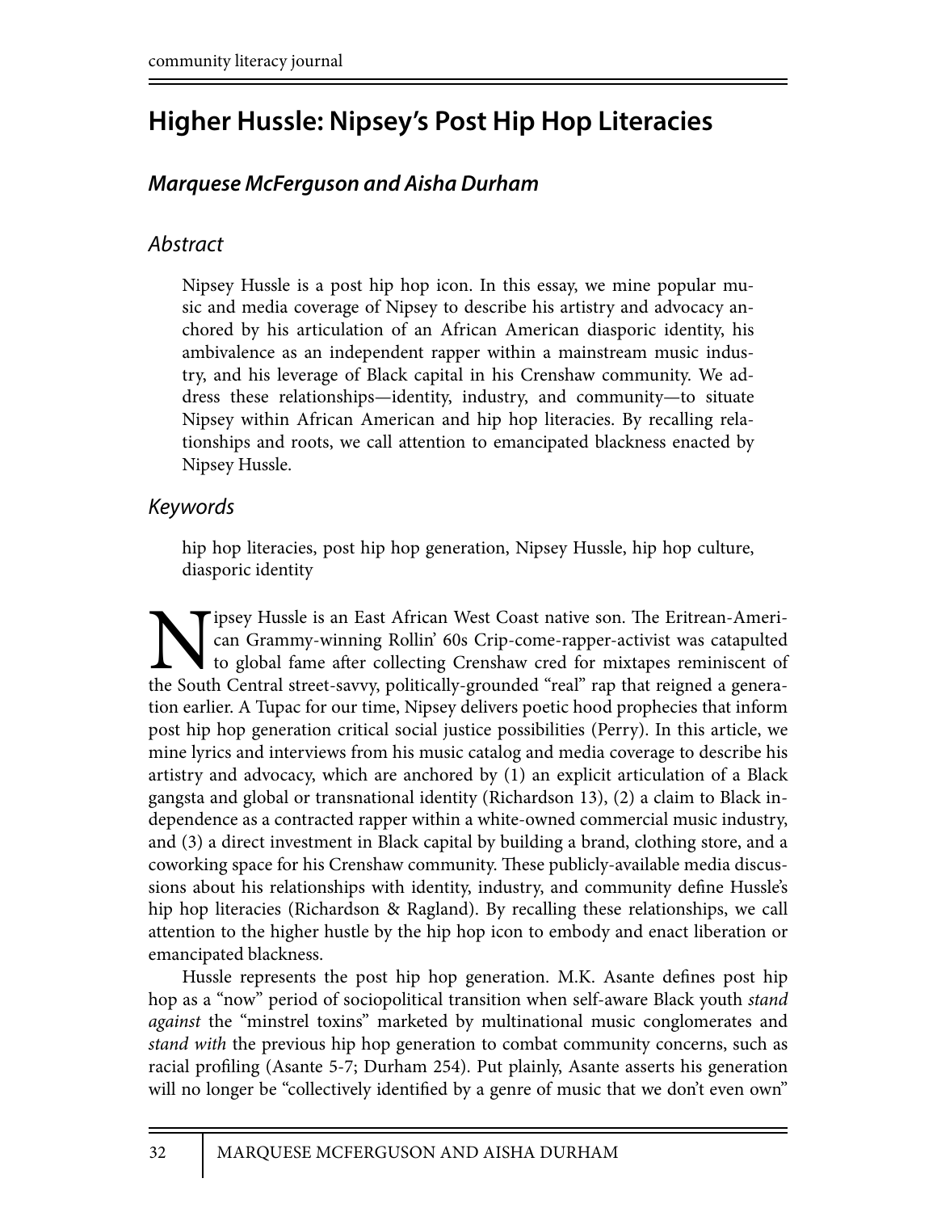# Higher Hussle: Nipsey's Post Hip Hop Literacies

## *Marquese McFerguson and Aisha Durham*

### *Abstract*

Nipsey Hussle is a post hip hop icon. In this essay, we mine popular music and media coverage of Nipsey to describe his artistry and advocacy anchored by his articulation of an African American diasporic identity, his ambivalence as an independent rapper within a mainstream music industry, and his leverage of Black capital in his Crenshaw community. We address these relationships—identity, industry, and community—to situate Nipsey within African American and hip hop literacies. By recalling relationships and roots, we call attention to emancipated blackness enacted by Nipsey Hussle.

### *Keywords*

hip hop literacies, post hip hop generation, Nipsey Hussle, hip hop culture, diasporic identity

Nipsey Hussle is an East African West Coast native son. The Eritrean-American Grammy-winning Rollin' 60s Crip-come-rapper-activist was catapulted to global fame after collecting Crenshaw cred for mixtapes reminiscent of the South Central street-savvy, politically-grounded "real" rap that reigned a generation earlier. A Tupac for our time, Nipsey delivers poetic hood prophecies that inform post hip hop generation critical social justice possibilities (Perry). In this article, we mine lyrics and interviews from his music catalog and media coverage to describe his artistry and advocacy, which are anchored by (1) an explicit articulation of a Black gangsta and global or transnational identity (Richardson 13), (2) a claim to Black independence as a contracted rapper within a white-owned commercial music industry, and (3) a direct investment in Black capital by building a brand, clothing store, and a coworking space for his Crenshaw community. These publicly-available media discussions about his relationships with identity, industry, and community define Hussle's hip hop literacies (Richardson & Ragland). By recalling these relationships, we call attention to the higher hustle by the hip hop icon to embody and enact liberation or emancipated blackness.

Hussle represents the post hip hop generation. M.K. Asante defines post hip hop as a "now" period of sociopolitical transition when self-aware Black youth *stand against* the "minstrel toxins" marketed by multinational music conglomerates and *stand with* the previous hip hop generation to combat community concerns, such as racial profiling (Asante 5-7; Durham 254). Put plainly, Asante asserts his generation will no longer be "collectively identified by a genre of music that we don't even own"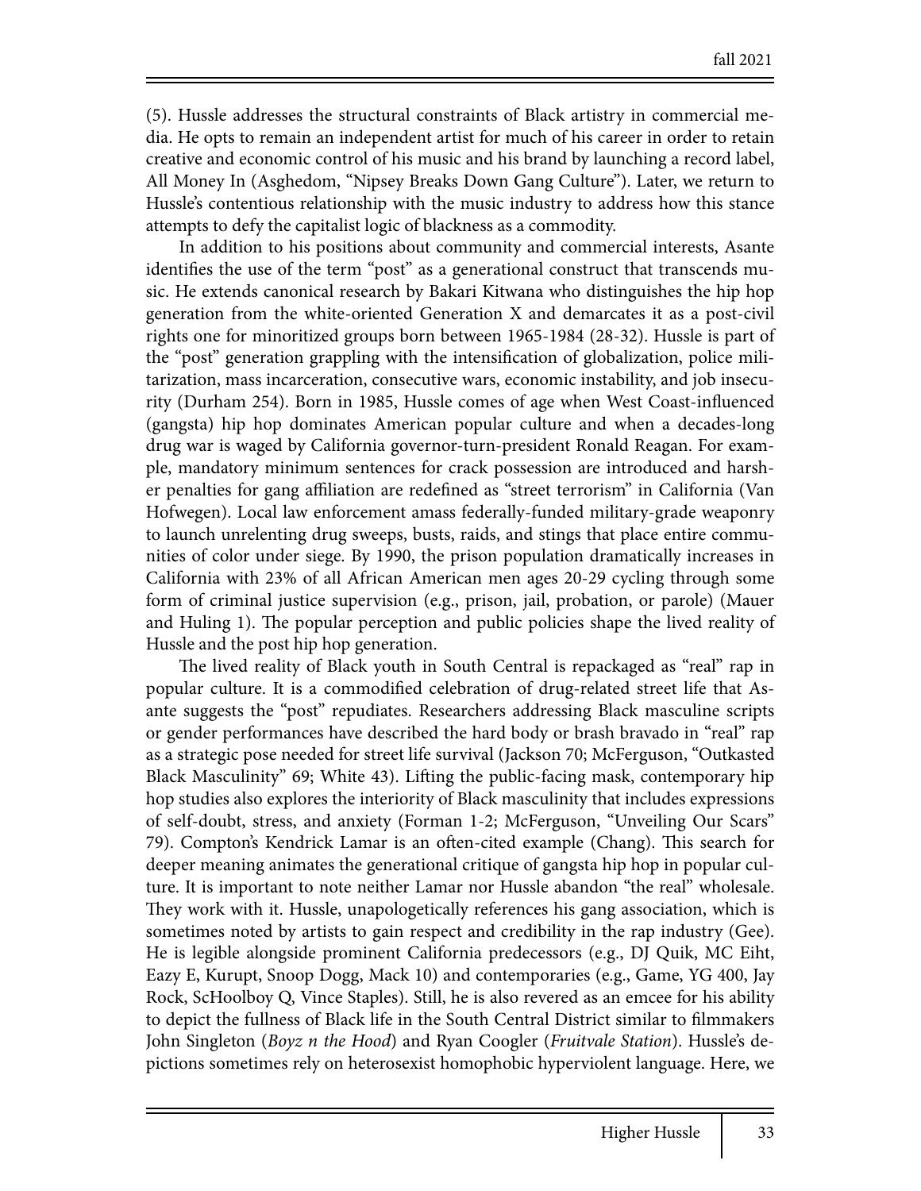(5). Hussle addresses the structural constraints of Black artistry in commercial media. He opts to remain an independent artist for much of his career in order to retain creative and economic control of his music and his brand by launching a record label, All Money In (Asghedom, "Nipsey Breaks Down Gang Culture"). Later, we return to Hussle's contentious relationship with the music industry to address how this stance attempts to defy the capitalist logic of blackness as a commodity.

In addition to his positions about community and commercial interests, Asante identifies the use of the term "post" as a generational construct that transcends music. He extends canonical research by Bakari Kitwana who distinguishes the hip hop generation from the white-oriented Generation X and demarcates it as a post-civil rights one for minoritized groups born between 1965-1984 (28-32). Hussle is part of the "post" generation grappling with the intensification of globalization, police militarization, mass incarceration, consecutive wars, economic instability, and job insecurity (Durham 254). Born in 1985, Hussle comes of age when West Coast-influenced (gangsta) hip hop dominates American popular culture and when a decades-long drug war is waged by California governor-turn-president Ronald Reagan. For example, mandatory minimum sentences for crack possession are introduced and harsher penalties for gang affiliation are redefined as "street terrorism" in California (Van Hofwegen). Local law enforcement amass federally-funded military-grade weaponry to launch unrelenting drug sweeps, busts, raids, and stings that place entire communities of color under siege. By 1990, the prison population dramatically increases in California with 23% of all African American men ages 20-29 cycling through some form of criminal justice supervision (e.g., prison, jail, probation, or parole) (Mauer and Huling 1). The popular perception and public policies shape the lived reality of Hussle and the post hip hop generation.

The lived reality of Black youth in South Central is repackaged as "real" rap in popular culture. It is a commodified celebration of drug-related street life that Asante suggests the "post" repudiates. Researchers addressing Black masculine scripts or gender performances have described the hard body or brash bravado in "real" rap as a strategic pose needed for street life survival (Jackson 70; McFerguson, "Outkasted Black Masculinity" 69; White 43). Lifting the public-facing mask, contemporary hip hop studies also explores the interiority of Black masculinity that includes expressions of self-doubt, stress, and anxiety (Forman 1-2; McFerguson, "Unveiling Our Scars" 79). Compton's Kendrick Lamar is an often-cited example (Chang). This search for deeper meaning animates the generational critique of gangsta hip hop in popular culture. It is important to note neither Lamar nor Hussle abandon "the real" wholesale. They work with it. Hussle, unapologetically references his gang association, which is sometimes noted by artists to gain respect and credibility in the rap industry (Gee). He is legible alongside prominent California predecessors (e.g., DJ Quik, MC Eiht, Eazy E, Kurupt, Snoop Dogg, Mack 10) and contemporaries (e.g., Game, YG 400, Jay Rock, ScHoolboy Q, Vince Staples). Still, he is also revered as an emcee for his ability to depict the fullness of Black life in the South Central District similar to filmmakers John Singleton (*Boyz n the Hood*) and Ryan Coogler (*Fruitvale Station*). Hussle's depictions sometimes rely on heterosexist homophobic hyperviolent language. Here, we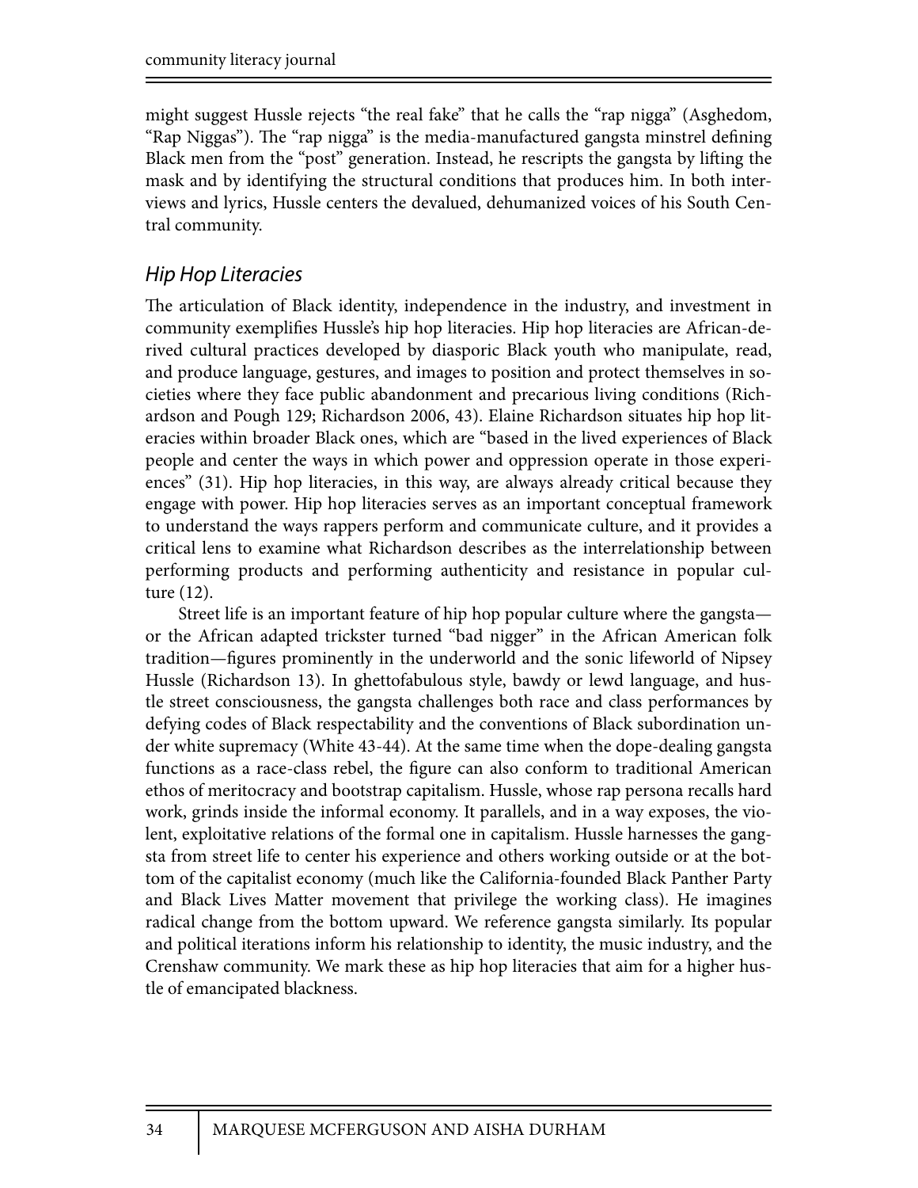might suggest Hussle rejects "the real fake" that he calls the "rap nigga" (Asghedom, "Rap Niggas"). The "rap nigga" is the media-manufactured gangsta minstrel defining Black men from the "post" generation. Instead, he rescripts the gangsta by lifting the mask and by identifying the structural conditions that produces him. In both interviews and lyrics, Hussle centers the devalued, dehumanized voices of his South Central community.

## *Hip Hop Literacies*

The articulation of Black identity, independence in the industry, and investment in community exemplifies Hussle's hip hop literacies. Hip hop literacies are African-derived cultural practices developed by diasporic Black youth who manipulate, read, and produce language, gestures, and images to position and protect themselves in societies where they face public abandonment and precarious living conditions (Richardson and Pough 129; Richardson 2006, 43). Elaine Richardson situates hip hop literacies within broader Black ones, which are "based in the lived experiences of Black people and center the ways in which power and oppression operate in those experiences" (31). Hip hop literacies, in this way, are always already critical because they engage with power. Hip hop literacies serves as an important conceptual framework to understand the ways rappers perform and communicate culture, and it provides a critical lens to examine what Richardson describes as the interrelationship between performing products and performing authenticity and resistance in popular culture (12).

Street life is an important feature of hip hop popular culture where the gangsta—or the African adapted trickster turned "bad nigger" in the African American folk tradition—figures prominently in the underworld and the sonic lifeworld of Nipsey Hussle (Richardson 13). In ghettofabulous style, bawdy or lewd language, and hustle street consciousness, the gangsta challenges both race and class performances by defying codes of Black respectability and the conventions of Black subordination under white supremacy (White 43-44). At the same time when the dope-dealing gangsta functions as a race-class rebel, the figure can also conform to traditional American ethos of meritocracy and bootstrap capitalism. Hussle, whose rap persona recalls hard work, grinds inside the informal economy. It parallels, and in a way exposes, the violent, exploitative relations of the formal one in capitalism. Hussle harnesses the gangsta from street life to center his experience and others working outside or at the bottom of the capitalist economy (much like the California-founded Black Panther Party and Black Lives Matter movement that privilege the working class). He imagines radical change from the bottom upward. We reference gangsta similarly. Its popular and political iterations inform his relationship to identity, the music industry, and the Crenshaw community. We mark these as hip hop literacies that aim for a higher hustle of emancipated blackness.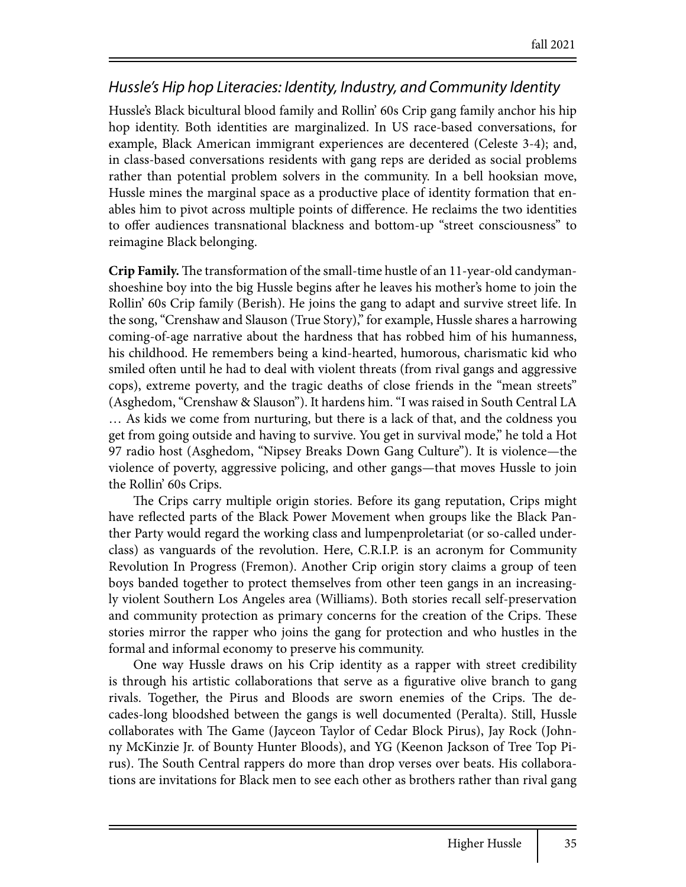## *Hussle's Hip hop Literacies: Identity, Industry, and Community Identity*

Hussle's Black bicultural blood family and Rollin' 60s Crip gang family anchor his hip hop identity. Both identities are marginalized. In US race-based conversations, for example, Black American immigrant experiences are decentered (Celeste 3-4); and, in class-based conversations residents with gang reps are derided as social problems rather than potential problem solvers in the community. In a bell hooksian move, Hussle mines the marginal space as a productive place of identity formation that enables him to pivot across multiple points of difference. He reclaims the two identities to offer audiences transnational blackness and bottom-up "street consciousness" to reimagine Black belonging.

**Crip Family.** The transformation of the small-time hustle of an 11-year-old candyman-shoeshine boy into the big Hussle begins after he leaves his mother's home to join the Rollin' 60s Crip family (Berish). He joins the gang to adapt and survive street life. In the song, "Crenshaw and Slauson (True Story)," for example, Hussle shares a harrowing coming-of-age narrative about the hardness that has robbed him of his humanness, his childhood. He remembers being a kind-hearted, humorous, charismatic kid who smiled often until he had to deal with violent threats (from rival gangs and aggressive cops), extreme poverty, and the tragic deaths of close friends in the "mean streets" (Asghedom, "Crenshaw & Slauson"). It hardens him. "I was raised in South Central LA … As kids we come from nurturing, but there is a lack of that, and the coldness you get from going outside and having to survive. You get in survival mode," he told a Hot 97 radio host (Asghedom, "Nipsey Breaks Down Gang Culture"). It is violence—the violence of poverty, aggressive policing, and other gangs—that moves Hussle to join the Rollin' 60s Crips.

The Crips carry multiple origin stories. Before its gang reputation, Crips might have reflected parts of the Black Power Movement when groups like the Black Panther Party would regard the working class and lumpenproletariat (or so-called underclass) as vanguards of the revolution. Here, C.R.I.P. is an acronym for Community Revolution In Progress (Fremon). Another Crip origin story claims a group of teen boys banded together to protect themselves from other teen gangs in an increasingly violent Southern Los Angeles area (Williams). Both stories recall self-preservation and community protection as primary concerns for the creation of the Crips. These stories mirror the rapper who joins the gang for protection and who hustles in the formal and informal economy to preserve his community.

One way Hussle draws on his Crip identity as a rapper with street credibility is through his artistic collaborations that serve as a figurative olive branch to gang rivals. Together, the Pirus and Bloods are sworn enemies of the Crips. The decades-long bloodshed between the gangs is well documented (Peralta). Still, Hussle collaborates with The Game (Jayceon Taylor of Cedar Block Pirus), Jay Rock (Johnny McKinzie Jr. of Bounty Hunter Bloods), and YG (Keenon Jackson of Tree Top Pirus). The South Central rappers do more than drop verses over beats. His collaborations are invitations for Black men to see each other as brothers rather than rival gang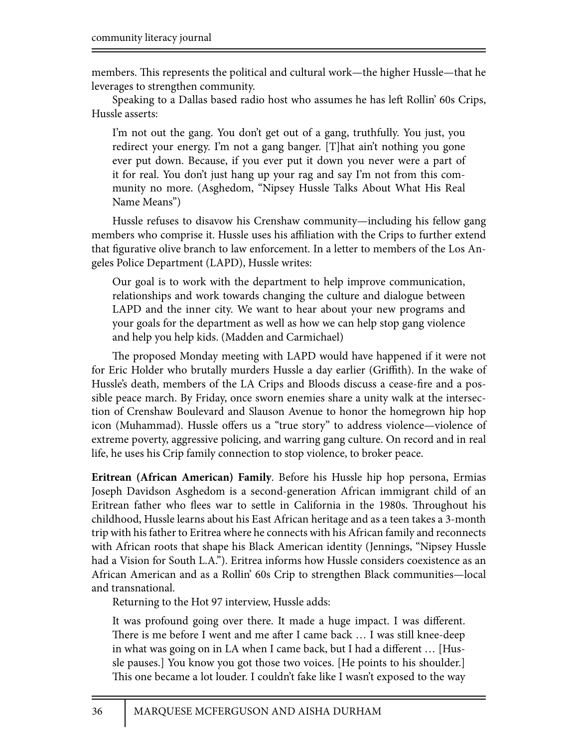members. This represents the political and cultural work—the higher Hussle—that he leverages to strengthen community.

Speaking to a Dallas based radio host who assumes he has left Rollin' 60s Crips, Hussle asserts:

> I'm not out the gang. You don't get out of a gang, truthfully. You just, you redirect your energy. I'm not a gang banger. [T]hat ain't nothing you gone ever put down. Because, if you ever put it down you never were a part of it for real. You don't just hang up your rag and say I'm not from this community no more. (Asghedom, "Nipsey Hussle Talks About What His Real Name Means")

Hussle refuses to disavow his Crenshaw community—including his fellow gang members who comprise it. Hussle uses his affiliation with the Crips to further extend that figurative olive branch to law enforcement. In a letter to members of the Los Angeles Police Department (LAPD), Hussle writes:

> Our goal is to work with the department to help improve communication, relationships and work towards changing the culture and dialogue between LAPD and the inner city. We want to hear about your new programs and your goals for the department as well as how we can help stop gang violence and help you help kids. (Madden and Carmichael)

The proposed Monday meeting with LAPD would have happened if it were not for Eric Holder who brutally murders Hussle a day earlier (Griffith). In the wake of Hussle's death, members of the LA Crips and Bloods discuss a cease-fire and a possible peace march. By Friday, once sworn enemies share a unity walk at the intersection of Crenshaw Boulevard and Slauson Avenue to honor the homegrown hip hop icon (Muhammad). Hussle offers us a "true story" to address violence—violence of extreme poverty, aggressive policing, and warring gang culture. On record and in real life, he uses his Crip family connection to stop violence, to broker peace.

**Eritrean (African American) Family**. Before his Hussle hip hop persona, Ermias Joseph Davidson Asghedom is a second-generation African immigrant child of an Eritrean father who flees war to settle in California in the 1980s. Throughout his childhood, Hussle learns about his East African heritage and as a teen takes a 3-month trip with his father to Eritrea where he connects with his African family and reconnects with African roots that shape his Black American identity (Jennings, "Nipsey Hussle had a Vision for South L.A."). Eritrea informs how Hussle considers coexistence as an African American and as a Rollin' 60s Crip to strengthen Black communities—local and transnational.

Returning to the Hot 97 interview, Hussle adds:

> It was profound going over there. It made a huge impact. I was different. There is me before I went and me after I came back … I was still knee-deep in what was going on in LA when I came back, but I had a different … [Hussle pauses.] You know you got those two voices. [He points to his shoulder.] This one became a lot louder. I couldn't fake like I wasn't exposed to the way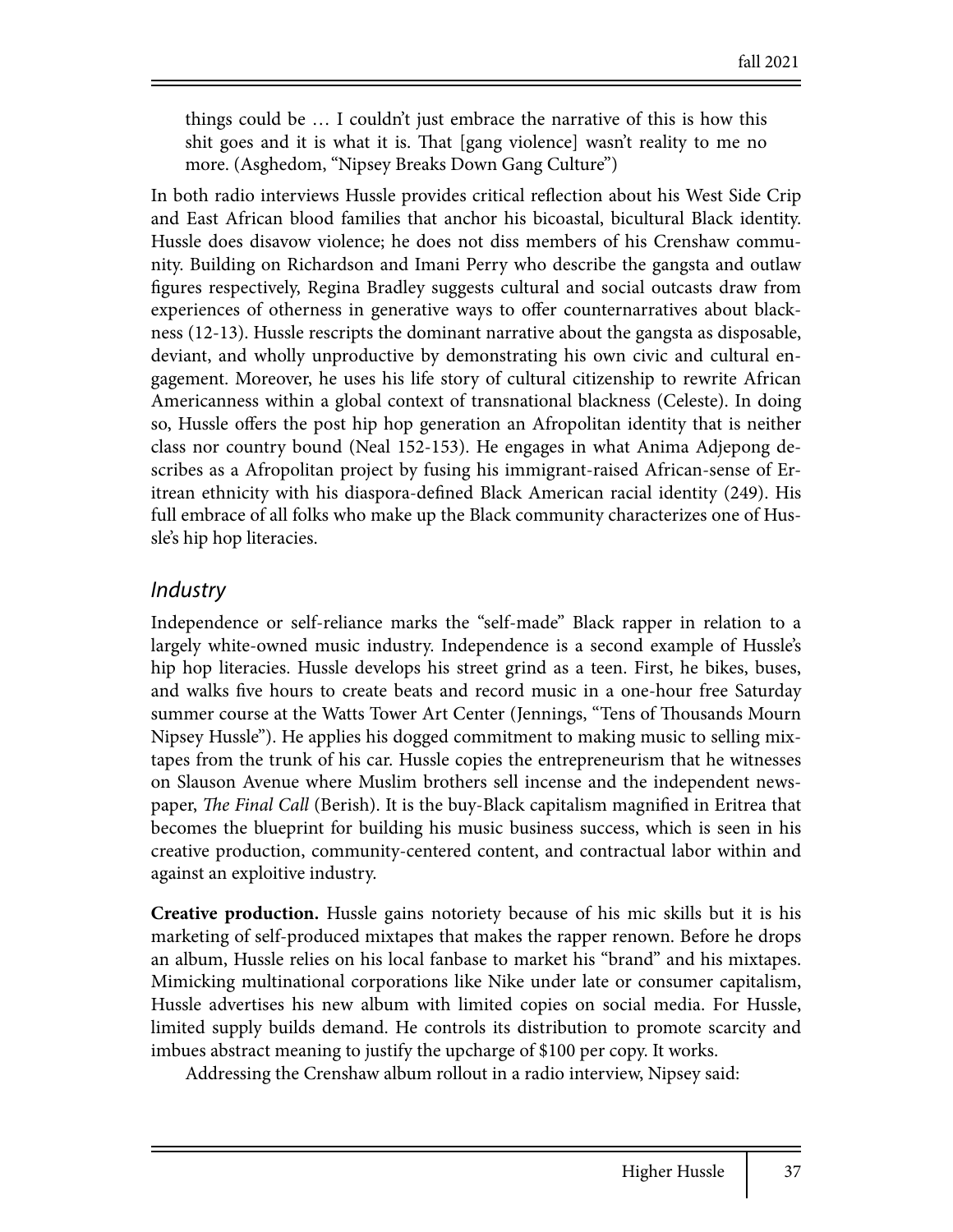> things could be … I couldn't just embrace the narrative of this is how this shit goes and it is what it is. That [gang violence] wasn't reality to me no more. (Asghedom, "Nipsey Breaks Down Gang Culture")

In both radio interviews Hussle provides critical reflection about his West Side Crip and East African blood families that anchor his bicoastal, bicultural Black identity. Hussle does disavow violence; he does not diss members of his Crenshaw community. Building on Richardson and Imani Perry who describe the gangsta and outlaw figures respectively, Regina Bradley suggests cultural and social outcasts draw from experiences of otherness in generative ways to offer counternarratives about blackness (12-13). Hussle rescripts the dominant narrative about the gangsta as disposable, deviant, and wholly unproductive by demonstrating his own civic and cultural engagement. Moreover, he uses his life story of cultural citizenship to rewrite African Americanness within a global context of transnational blackness (Celeste). In doing so, Hussle offers the post hip hop generation an Afropolitan identity that is neither class nor country bound (Neal 152-153). He engages in what Anima Adjepong describes as a Afropolitan project by fusing his immigrant-raised African-sense of Eritrean ethnicity with his diaspora-defined Black American racial identity (249). His full embrace of all folks who make up the Black community characterizes one of Hussle's hip hop literacies.

## *Industry*

Independence or self-reliance marks the "self-made" Black rapper in relation to a largely white-owned music industry. Independence is a second example of Hussle's hip hop literacies. Hussle develops his street grind as a teen. First, he bikes, buses, and walks five hours to create beats and record music in a one-hour free Saturday summer course at the Watts Tower Art Center (Jennings, "Tens of Thousands Mourn Nipsey Hussle"). He applies his dogged commitment to making music to selling mixtapes from the trunk of his car. Hussle copies the entrepreneurism that he witnesses on Slauson Avenue where Muslim brothers sell incense and the independent newspaper, *The Final Call* (Berish). It is the buy-Black capitalism magnified in Eritrea that becomes the blueprint for building his music business success, which is seen in his creative production, community-centered content, and contractual labor within and against an exploitive industry.

**Creative production.** Hussle gains notoriety because of his mic skills but it is his marketing of self-produced mixtapes that makes the rapper renown. Before he drops an album, Hussle relies on his local fanbase to market his "brand" and his mixtapes. Mimicking multinational corporations like Nike under late or consumer capitalism, Hussle advertises his new album with limited copies on social media. For Hussle, limited supply builds demand. He controls its distribution to promote scarcity and imbues abstract meaning to justify the upcharge of $100 per copy. It works.

Addressing the Crenshaw album rollout in a radio interview, Nipsey said: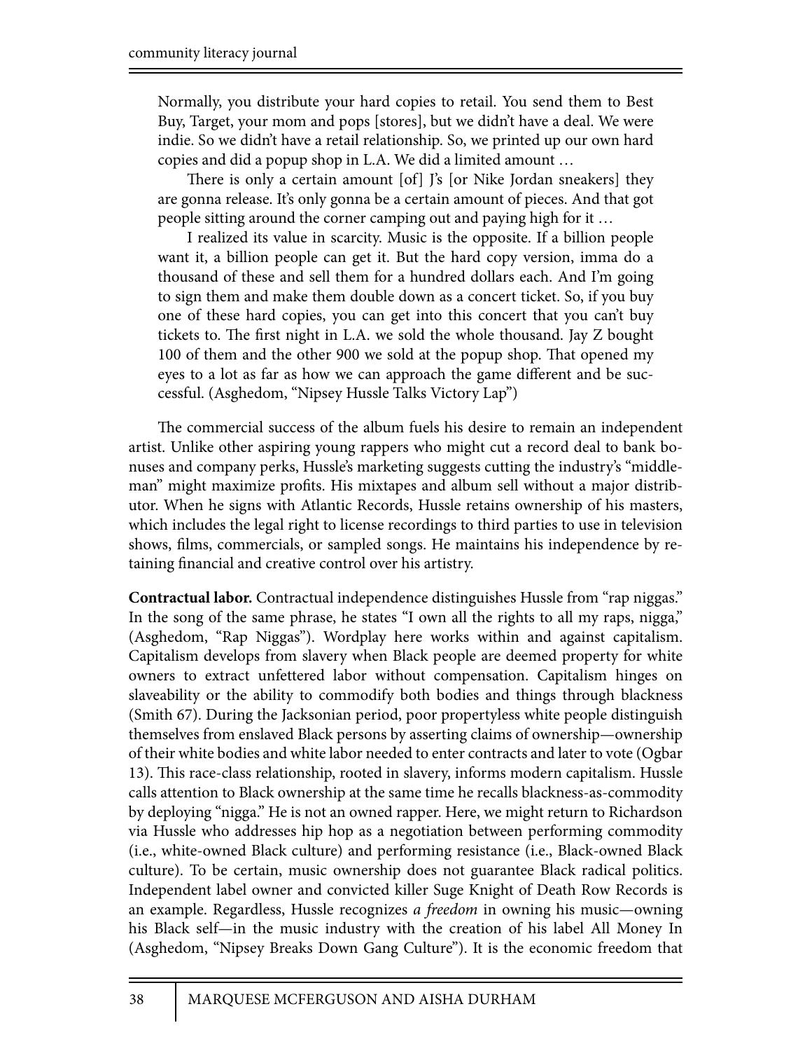> Normally, you distribute your hard copies to retail. You send them to Best Buy, Target, your mom and pops [stores], but we didn't have a deal. We were indie. So we didn't have a retail relationship. So, we printed up our own hard copies and did a popup shop in L.A. We did a limited amount …
>
> There is only a certain amount [of] J's [or Nike Jordan sneakers] they are gonna release. It's only gonna be a certain amount of pieces. And that got people sitting around the corner camping out and paying high for it …
>
> I realized its value in scarcity. Music is the opposite. If a billion people want it, a billion people can get it. But the hard copy version, imma do a thousand of these and sell them for a hundred dollars each. And I'm going to sign them and make them double down as a concert ticket. So, if you buy one of these hard copies, you can get into this concert that you can't buy tickets to. The first night in L.A. we sold the whole thousand. Jay Z bought 100 of them and the other 900 we sold at the popup shop. That opened my eyes to a lot as far as how we can approach the game different and be successful. (Asghedom, "Nipsey Hussle Talks Victory Lap")

The commercial success of the album fuels his desire to remain an independent artist. Unlike other aspiring young rappers who might cut a record deal to bank bonuses and company perks, Hussle's marketing suggests cutting the industry's "middleman" might maximize profits. His mixtapes and album sell without a major distributor. When he signs with Atlantic Records, Hussle retains ownership of his masters, which includes the legal right to license recordings to third parties to use in television shows, films, commercials, or sampled songs. He maintains his independence by retaining financial and creative control over his artistry.

**Contractual labor.** Contractual independence distinguishes Hussle from "rap niggas." In the song of the same phrase, he states "I own all the rights to all my raps, nigga," (Asghedom, "Rap Niggas"). Wordplay here works within and against capitalism. Capitalism develops from slavery when Black people are deemed property for white owners to extract unfettered labor without compensation. Capitalism hinges on slaveability or the ability to commodify both bodies and things through blackness (Smith 67). During the Jacksonian period, poor propertyless white people distinguish themselves from enslaved Black persons by asserting claims of ownership—ownership of their white bodies and white labor needed to enter contracts and later to vote (Ogbar 13). This race-class relationship, rooted in slavery, informs modern capitalism. Hussle calls attention to Black ownership at the same time he recalls blackness-as-commodity by deploying "nigga." He is not an owned rapper. Here, we might return to Richardson via Hussle who addresses hip hop as a negotiation between performing commodity (i.e., white-owned Black culture) and performing resistance (i.e., Black-owned Black culture). To be certain, music ownership does not guarantee Black radical politics. Independent label owner and convicted killer Suge Knight of Death Row Records is an example. Regardless, Hussle recognizes *a freedom* in owning his music—owning his Black self—in the music industry with the creation of his label All Money In (Asghedom, "Nipsey Breaks Down Gang Culture"). It is the economic freedom that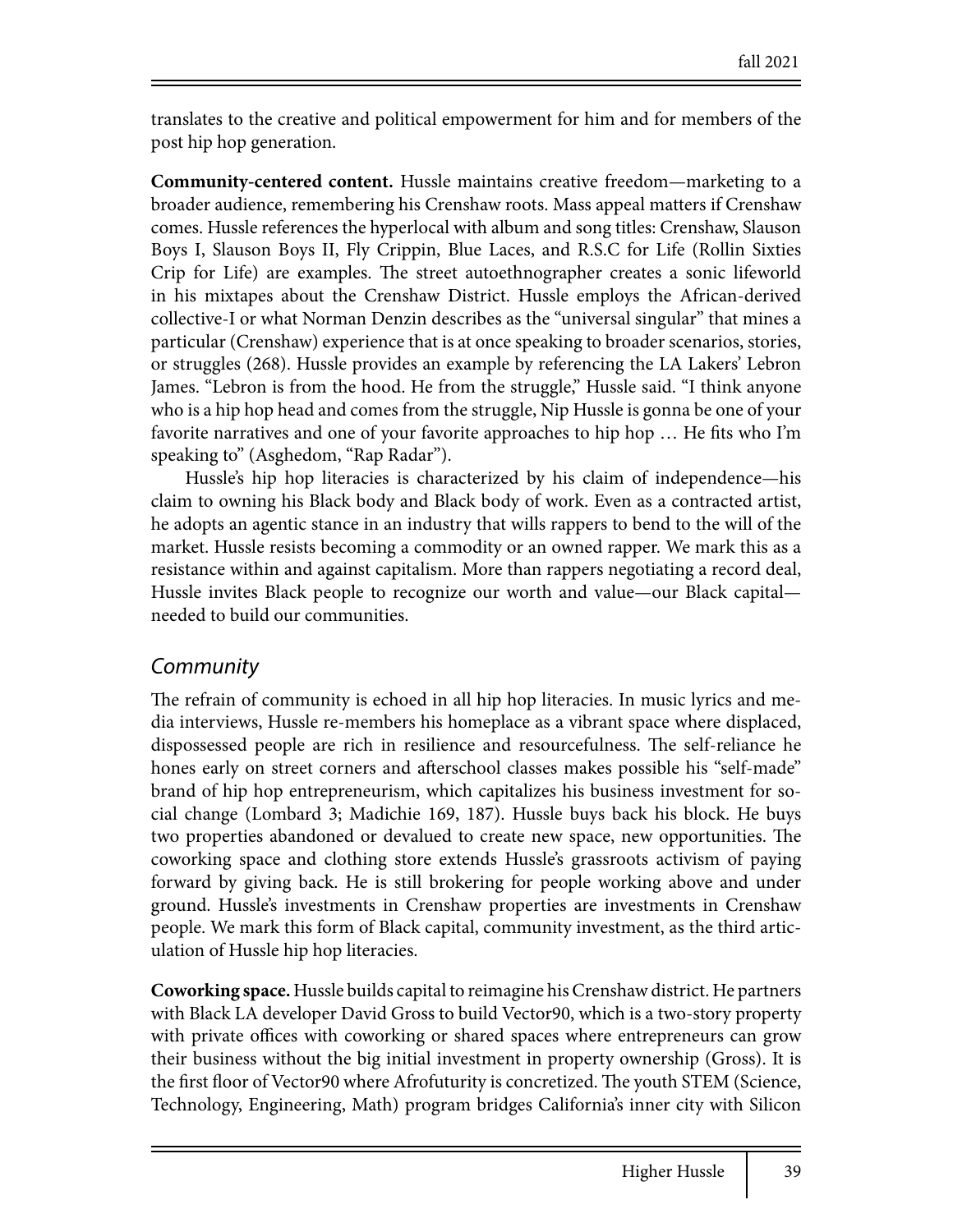translates to the creative and political empowerment for him and for members of the post hip hop generation.

**Community-centered content.** Hussle maintains creative freedom—marketing to a broader audience, remembering his Crenshaw roots. Mass appeal matters if Crenshaw comes. Hussle references the hyperlocal with album and song titles: Crenshaw, Slauson Boys I, Slauson Boys II, Fly Crippin, Blue Laces, and R.S.C for Life (Rollin Sixties Crip for Life) are examples. The street autoethnographer creates a sonic lifeworld in his mixtapes about the Crenshaw District. Hussle employs the African-derived collective-I or what Norman Denzin describes as the "universal singular" that mines a particular (Crenshaw) experience that is at once speaking to broader scenarios, stories, or struggles (268). Hussle provides an example by referencing the LA Lakers' Lebron James. "Lebron is from the hood. He from the struggle," Hussle said. "I think anyone who is a hip hop head and comes from the struggle, Nip Hussle is gonna be one of your favorite narratives and one of your favorite approaches to hip hop … He fits who I'm speaking to" (Asghedom, "Rap Radar").

Hussle's hip hop literacies is characterized by his claim of independence—his claim to owning his Black body and Black body of work. Even as a contracted artist, he adopts an agentic stance in an industry that wills rappers to bend to the will of the market. Hussle resists becoming a commodity or an owned rapper. We mark this as a resistance within and against capitalism. More than rappers negotiating a record deal, Hussle invites Black people to recognize our worth and value—our Black capital—needed to build our communities.

## *Community*

The refrain of community is echoed in all hip hop literacies. In music lyrics and media interviews, Hussle re-members his homeplace as a vibrant space where displaced, dispossessed people are rich in resilience and resourcefulness. The self-reliance he hones early on street corners and afterschool classes makes possible his "self-made" brand of hip hop entrepreneurism, which capitalizes his business investment for social change (Lombard 3; Madichie 169, 187). Hussle buys back his block. He buys two properties abandoned or devalued to create new space, new opportunities. The coworking space and clothing store extends Hussle's grassroots activism of paying forward by giving back. He is still brokering for people working above and under ground. Hussle's investments in Crenshaw properties are investments in Crenshaw people. We mark this form of Black capital, community investment, as the third articulation of Hussle hip hop literacies.

**Coworking space.** Hussle builds capital to reimagine his Crenshaw district. He partners with Black LA developer David Gross to build Vector90, which is a two-story property with private offices with coworking or shared spaces where entrepreneurs can grow their business without the big initial investment in property ownership (Gross). It is the first floor of Vector90 where Afrofuturity is concretized. The youth STEM (Science, Technology, Engineering, Math) program bridges California's inner city with Silicon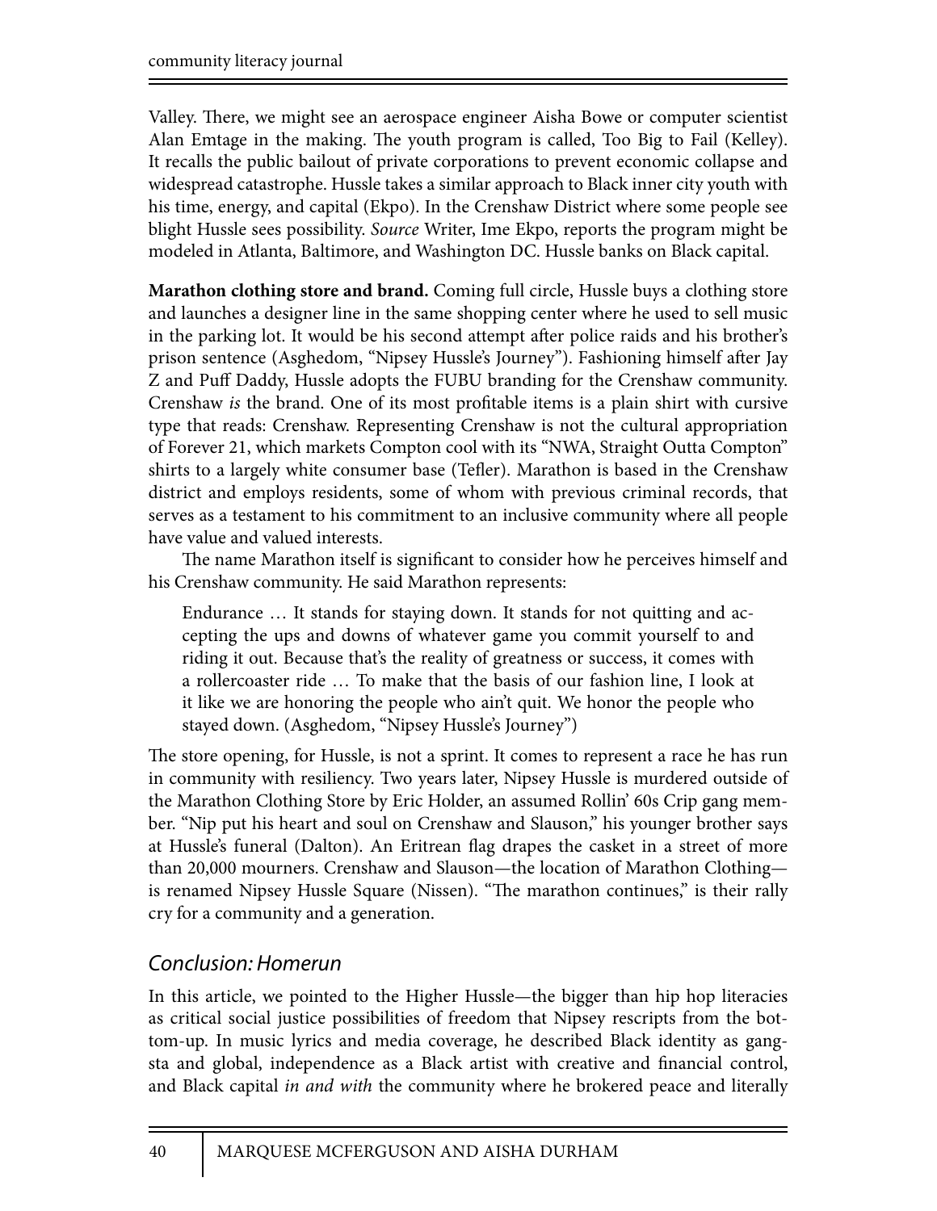Valley. There, we might see an aerospace engineer Aisha Bowe or computer scientist Alan Emtage in the making. The youth program is called, Too Big to Fail (Kelley). It recalls the public bailout of private corporations to prevent economic collapse and widespread catastrophe. Hussle takes a similar approach to Black inner city youth with his time, energy, and capital (Ekpo). In the Crenshaw District where some people see blight Hussle sees possibility. *Source* Writer, Ime Ekpo, reports the program might be modeled in Atlanta, Baltimore, and Washington DC. Hussle banks on Black capital.

**Marathon clothing store and brand.** Coming full circle, Hussle buys a clothing store and launches a designer line in the same shopping center where he used to sell music in the parking lot. It would be his second attempt after police raids and his brother's prison sentence (Asghedom, "Nipsey Hussle's Journey"). Fashioning himself after Jay Z and Puff Daddy, Hussle adopts the FUBU branding for the Crenshaw community. Crenshaw *is* the brand. One of its most profitable items is a plain shirt with cursive type that reads: Crenshaw. Representing Crenshaw is not the cultural appropriation of Forever 21, which markets Compton cool with its "NWA, Straight Outta Compton" shirts to a largely white consumer base (Tefler). Marathon is based in the Crenshaw district and employs residents, some of whom with previous criminal records, that serves as a testament to his commitment to an inclusive community where all people have value and valued interests.

The name Marathon itself is significant to consider how he perceives himself and his Crenshaw community. He said Marathon represents:

> Endurance … It stands for staying down. It stands for not quitting and accepting the ups and downs of whatever game you commit yourself to and riding it out. Because that's the reality of greatness or success, it comes with a rollercoaster ride … To make that the basis of our fashion line, I look at it like we are honoring the people who ain't quit. We honor the people who stayed down. (Asghedom, "Nipsey Hussle's Journey")

The store opening, for Hussle, is not a sprint. It comes to represent a race he has run in community with resiliency. Two years later, Nipsey Hussle is murdered outside of the Marathon Clothing Store by Eric Holder, an assumed Rollin' 60s Crip gang member. "Nip put his heart and soul on Crenshaw and Slauson," his younger brother says at Hussle's funeral (Dalton). An Eritrean flag drapes the casket in a street of more than 20,000 mourners. Crenshaw and Slauson—the location of Marathon Clothing—is renamed Nipsey Hussle Square (Nissen). "The marathon continues," is their rally cry for a community and a generation.

## *Conclusion: Homerun*

In this article, we pointed to the Higher Hussle—the bigger than hip hop literacies as critical social justice possibilities of freedom that Nipsey rescripts from the bottom-up. In music lyrics and media coverage, he described Black identity as gangsta and global, independence as a Black artist with creative and financial control, and Black capital *in and with* the community where he brokered peace and literally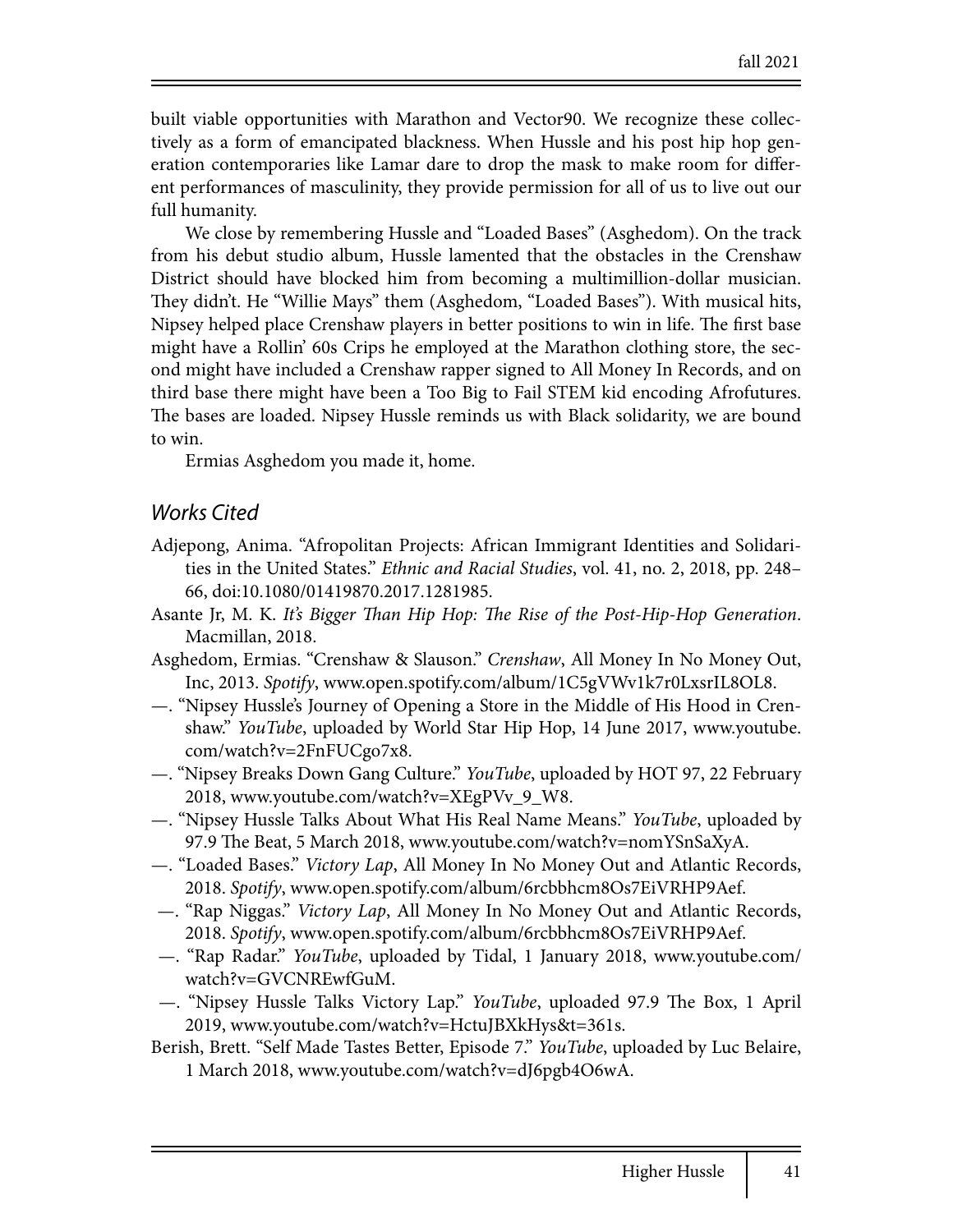built viable opportunities with Marathon and Vector90. We recognize these collectively as a form of emancipated blackness. When Hussle and his post hip hop generation contemporaries like Lamar dare to drop the mask to make room for different performances of masculinity, they provide permission for all of us to live out our full humanity.

We close by remembering Hussle and "Loaded Bases" (Asghedom). On the track from his debut studio album, Hussle lamented that the obstacles in the Crenshaw District should have blocked him from becoming a multimillion-dollar musician. They didn't. He "Willie Mays" them (Asghedom, "Loaded Bases"). With musical hits, Nipsey helped place Crenshaw players in better positions to win in life. The first base might have a Rollin' 60s Crips he employed at the Marathon clothing store, the second might have included a Crenshaw rapper signed to All Money In Records, and on third base there might have been a Too Big to Fail STEM kid encoding Afrofutures. The bases are loaded. Nipsey Hussle reminds us with Black solidarity, we are bound to win.

Ermias Asghedom you made it, home.

## Works Cited

Adjepong, Anima. "Afropolitan Projects: African Immigrant Identities and Solidarities in the United States." *Ethnic and Racial Studies*, vol. 41, no. 2, 2018, pp. 248–66, doi:10.1080/01419870.2017.1281985.

Asante Jr, M. K. *It's Bigger Than Hip Hop: The Rise of the Post-Hip-Hop Generation*. Macmillan, 2018.

Asghedom, Ermias. "Crenshaw & Slauson." *Crenshaw*, All Money In No Money Out, Inc, 2013. *Spotify*, www.open.spotify.com/album/1C5gVWv1k7r0LxsrIL8OL8.

—. "Nipsey Hussle's Journey of Opening a Store in the Middle of His Hood in Crenshaw." *YouTube*, uploaded by World Star Hip Hop, 14 June 2017, www.youtube.com/watch?v=2FnFUCgo7x8.

—. "Nipsey Breaks Down Gang Culture." *YouTube*, uploaded by HOT 97, 22 February 2018, www.youtube.com/watch?v=XEgPVv_9_W8.

—. "Nipsey Hussle Talks About What His Real Name Means." *YouTube*, uploaded by 97.9 The Beat, 5 March 2018, www.youtube.com/watch?v=nomYSnSaXyA.

—. "Loaded Bases." *Victory Lap*, All Money In No Money Out and Atlantic Records, 2018. *Spotify*, www.open.spotify.com/album/6rcbbhcm8Os7EiVRHP9Aef.

—. "Rap Niggas." *Victory Lap*, All Money In No Money Out and Atlantic Records, 2018. *Spotify*, www.open.spotify.com/album/6rcbbhcm8Os7EiVRHP9Aef.

—. "Rap Radar." *YouTube*, uploaded by Tidal, 1 January 2018, www.youtube.com/watch?v=GVCNREwfGuM.

—. "Nipsey Hussle Talks Victory Lap." *YouTube*, uploaded 97.9 The Box, 1 April 2019, www.youtube.com/watch?v=HctuJBXkHys&t=361s.

Berish, Brett. "Self Made Tastes Better, Episode 7." *YouTube*, uploaded by Luc Belaire, 1 March 2018, www.youtube.com/watch?v=dJ6pgb4O6wA.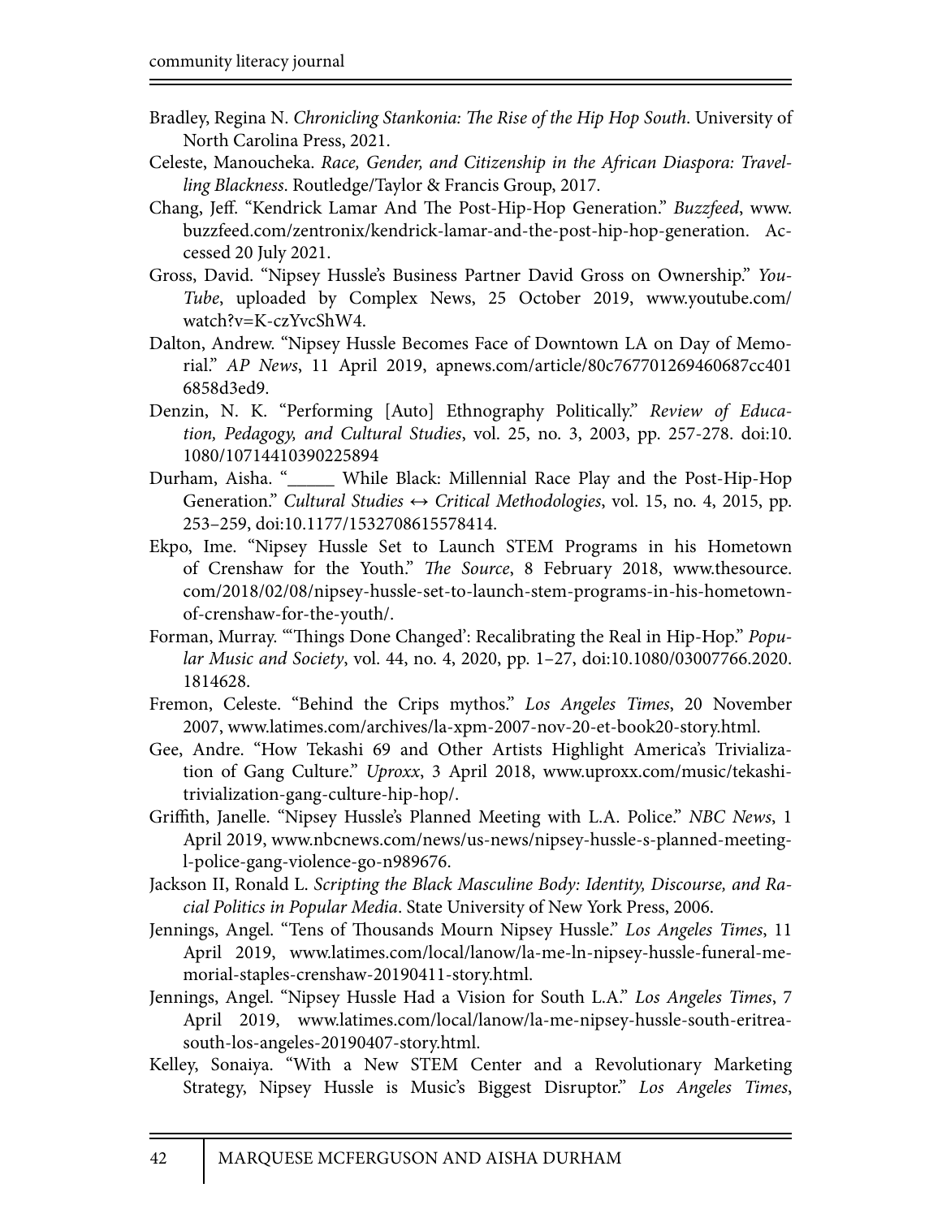Bradley, Regina N. *Chronicling Stankonia: The Rise of the Hip Hop South*. University of North Carolina Press, 2021.

Celeste, Manoucheka. *Race, Gender, and Citizenship in the African Diaspora: Travelling Blackness*. Routledge/Taylor & Francis Group, 2017.

Chang, Jeff. "Kendrick Lamar And The Post-Hip-Hop Generation." *Buzzfeed*, www.buzzfeed.com/zentronix/kendrick-lamar-and-the-post-hip-hop-generation. Accessed 20 July 2021.

Gross, David. "Nipsey Hussle's Business Partner David Gross on Ownership." *YouTube*, uploaded by Complex News, 25 October 2019, www.youtube.com/watch?v=K-czYvcShW4.

Dalton, Andrew. "Nipsey Hussle Becomes Face of Downtown LA on Day of Memorial." *AP News*, 11 April 2019, apnews.com/article/80c767701269460687cc4016858d3ed9.

Denzin, N. K. "Performing [Auto] Ethnography Politically." *Review of Education, Pedagogy, and Cultural Studies*, vol. 25, no. 3, 2003, pp. 257-278. doi:10.1080/10714410390225894

Durham, Aisha. "_____ While Black: Millennial Race Play and the Post-Hip-Hop Generation." *Cultural Studies ↔ Critical Methodologies*, vol. 15, no. 4, 2015, pp. 253–259, doi:10.1177/1532708615578414.

Ekpo, Ime. "Nipsey Hussle Set to Launch STEM Programs in his Hometown of Crenshaw for the Youth." *The Source*, 8 February 2018, www.thesource.com/2018/02/08/nipsey-hussle-set-to-launch-stem-programs-in-his-hometown-of-crenshaw-for-the-youth/.

Forman, Murray. "'Things Done Changed': Recalibrating the Real in Hip-Hop." *Popular Music and Society*, vol. 44, no. 4, 2020, pp. 1–27, doi:10.1080/03007766.2020.1814628.

Fremon, Celeste. "Behind the Crips mythos." *Los Angeles Times*, 20 November 2007, www.latimes.com/archives/la-xpm-2007-nov-20-et-book20-story.html.

Gee, Andre. "How Tekashi 69 and Other Artists Highlight America's Trivialization of Gang Culture." *Uproxx*, 3 April 2018, www.uproxx.com/music/tekashi-trivialization-gang-culture-hip-hop/.

Griffith, Janelle. "Nipsey Hussle's Planned Meeting with L.A. Police." *NBC News*, 1 April 2019, www.nbcnews.com/news/us-news/nipsey-hussle-s-planned-meeting-l-police-gang-violence-go-n989676.

Jackson II, Ronald L. *Scripting the Black Masculine Body: Identity, Discourse, and Racial Politics in Popular Media*. State University of New York Press, 2006.

Jennings, Angel. "Tens of Thousands Mourn Nipsey Hussle." *Los Angeles Times*, 11 April 2019, www.latimes.com/local/lanow/la-me-ln-nipsey-hussle-funeral-memorial-staples-crenshaw-20190411-story.html.

Jennings, Angel. "Nipsey Hussle Had a Vision for South L.A." *Los Angeles Times*, 7 April 2019, www.latimes.com/local/lanow/la-me-nipsey-hussle-south-eritrea-south-los-angeles-20190407-story.html.

Kelley, Sonaiya. "With a New STEM Center and a Revolutionary Marketing Strategy, Nipsey Hussle is Music's Biggest Disruptor." *Los Angeles Times*,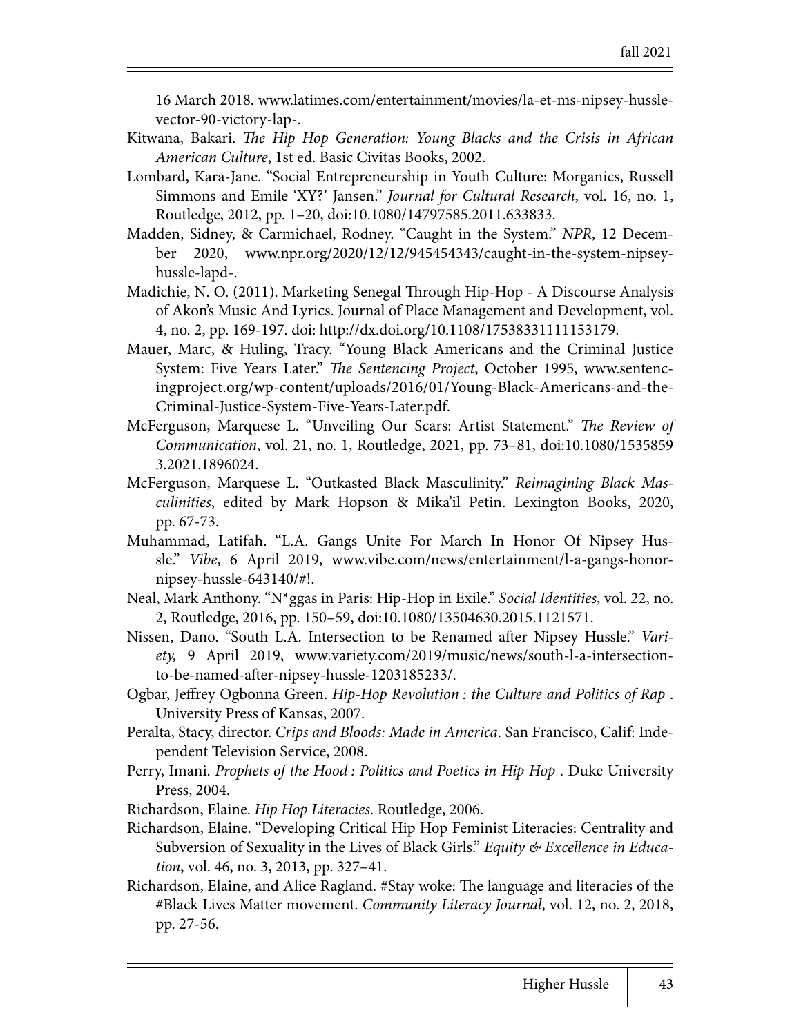16 March 2018. www.latimes.com/entertainment/movies/la-et-ms-nipsey-hussle-vector-90-victory-lap-.

Kitwana, Bakari. *The Hip Hop Generation: Young Blacks and the Crisis in African American Culture*, 1st ed. Basic Civitas Books, 2002.

Lombard, Kara-Jane. "Social Entrepreneurship in Youth Culture: Morganics, Russell Simmons and Emile 'XY?' Jansen." *Journal for Cultural Research*, vol. 16, no. 1, Routledge, 2012, pp. 1–20, doi:10.1080/14797585.2011.633833.

Madden, Sidney, & Carmichael, Rodney. "Caught in the System." *NPR*, 12 December 2020, www.npr.org/2020/12/12/945454343/caught-in-the-system-nipsey-hussle-lapd-.

Madichie, N. O. (2011). Marketing Senegal Through Hip-Hop - A Discourse Analysis of Akon's Music And Lyrics. Journal of Place Management and Development, vol. 4, no. 2, pp. 169-197. doi: http://dx.doi.org/10.1108/17538331111153179.

Mauer, Marc, & Huling, Tracy. "Young Black Americans and the Criminal Justice System: Five Years Later." *The Sentencing Project*, October 1995, www.sentencingproject.org/wp-content/uploads/2016/01/Young-Black-Americans-and-the-Criminal-Justice-System-Five-Years-Later.pdf.

McFerguson, Marquese L. "Unveiling Our Scars: Artist Statement." *The Review of Communication*, vol. 21, no. 1, Routledge, 2021, pp. 73–81, doi:10.1080/15358593.2021.1896024.

McFerguson, Marquese L. "Outkasted Black Masculinity." *Reimagining Black Masculinities*, edited by Mark Hopson & Mika'il Petin. Lexington Books, 2020, pp. 67-73.

Muhammad, Latifah. "L.A. Gangs Unite For March In Honor Of Nipsey Hussle." *Vibe*, 6 April 2019, www.vibe.com/news/entertainment/l-a-gangs-honor-nipsey-hussle-643140/#!.

Neal, Mark Anthony. "N*ggas in Paris: Hip-Hop in Exile." *Social Identities*, vol. 22, no. 2, Routledge, 2016, pp. 150–59, doi:10.1080/13504630.2015.1121571.

Nissen, Dano. "South L.A. Intersection to be Renamed after Nipsey Hussle." *Variety,* 9 April 2019, www.variety.com/2019/music/news/south-l-a-intersection-to-be-named-after-nipsey-hussle-1203185233/.

Ogbar, Jeffrey Ogbonna Green. *Hip-Hop Revolution : the Culture and Politics of Rap* . University Press of Kansas, 2007.

Peralta, Stacy, director. *Crips and Bloods: Made in America*. San Francisco, Calif: Independent Television Service, 2008.

Perry, Imani. *Prophets of the Hood : Politics and Poetics in Hip Hop* . Duke University Press, 2004.

Richardson, Elaine. *Hip Hop Literacies*. Routledge, 2006.

Richardson, Elaine. "Developing Critical Hip Hop Feminist Literacies: Centrality and Subversion of Sexuality in the Lives of Black Girls." *Equity & Excellence in Education*, vol. 46, no. 3, 2013, pp. 327–41.

Richardson, Elaine, and Alice Ragland. #Stay woke: The language and literacies of the #Black Lives Matter movement. *Community Literacy Journal*, vol. 12, no. 2, 2018, pp. 27-56.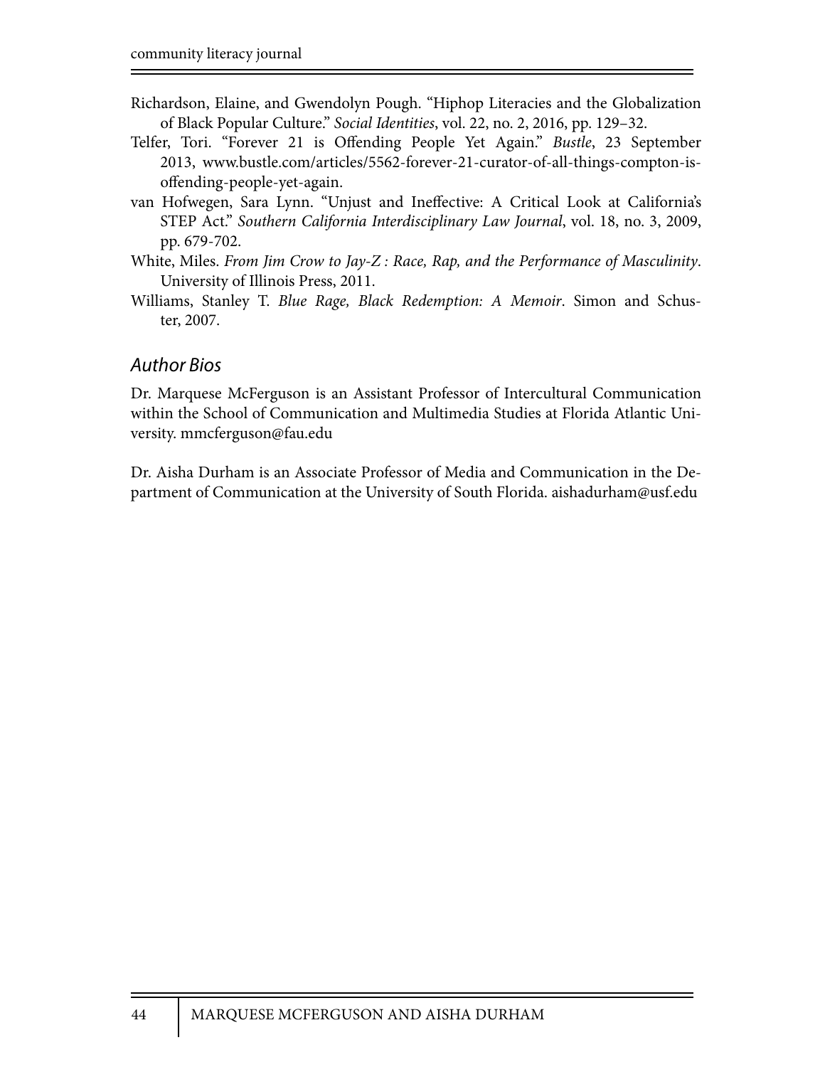Richardson, Elaine, and Gwendolyn Pough. "Hiphop Literacies and the Globalization of Black Popular Culture." *Social Identities*, vol. 22, no. 2, 2016, pp. 129–32.

Telfer, Tori. "Forever 21 is Offending People Yet Again." *Bustle*, 23 September 2013, www.bustle.com/articles/5562-forever-21-curator-of-all-things-compton-is-offending-people-yet-again.

van Hofwegen, Sara Lynn. "Unjust and Ineffective: A Critical Look at California's STEP Act." *Southern California Interdisciplinary Law Journal*, vol. 18, no. 3, 2009, pp. 679-702.

White, Miles. *From Jim Crow to Jay-Z : Race, Rap, and the Performance of Masculinity*. University of Illinois Press, 2011.

Williams, Stanley T. *Blue Rage, Black Redemption: A Memoir*. Simon and Schuster, 2007.

## Author Bios

Dr. Marquese McFerguson is an Assistant Professor of Intercultural Communication within the School of Communication and Multimedia Studies at Florida Atlantic University. mmcferguson@fau.edu

Dr. Aisha Durham is an Associate Professor of Media and Communication in the Department of Communication at the University of South Florida. aishadurham@usf.edu